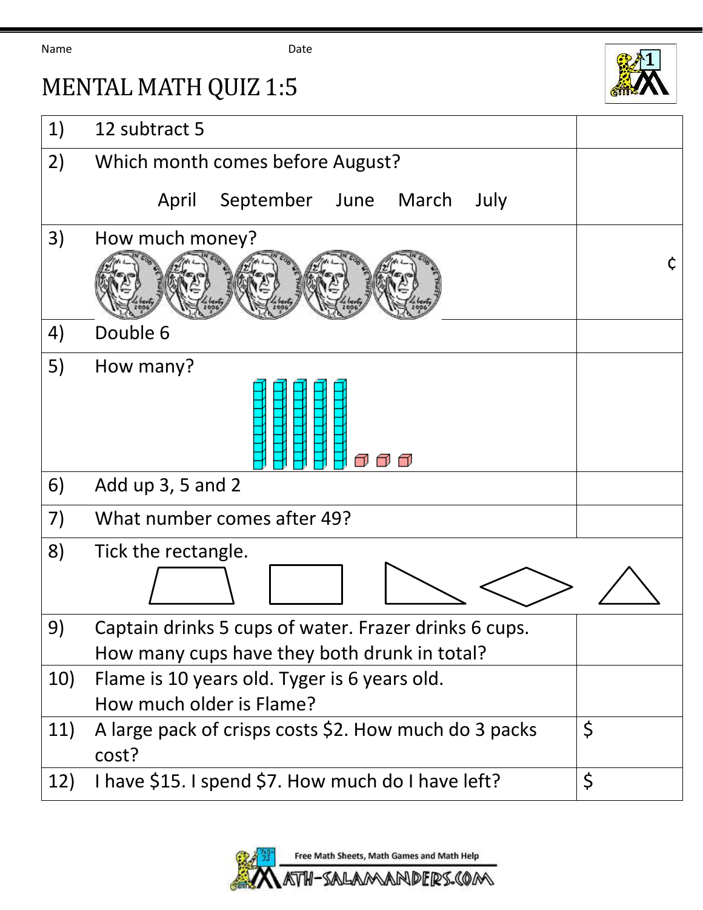Name Date

# MENTAL MATH QUIZ 1:5

| | | |
|---|---|---|
| 1) | 12 subtract 5 | |
| 2) | Which month comes before August?<br>April September June March July | |
| 3) | How much money? | ¢ |
| 4) | Double 6 | |
| 5) | How many? | |
| 6) | Add up 3, 5 and 2 | |
| 7) | What number comes after 49? | |
| 8) | Tick the rectangle. | |
| 9) | Captain drinks 5 cups of water. Frazer drinks 6 cups.<br>How many cups have they both drunk in total? | |
| 10) | Flame is 10 years old. Tyger is 6 years old.<br>How much older is Flame? | |
| 11) | A large pack of crisps costs $2. How much do 3 packs cost? | $ |
| 12) | I have $15. I spend $7. How much do I have left? | $ |

Free Math Sheets, Math Games and Math Help

MATH-SALAMANDERS.COM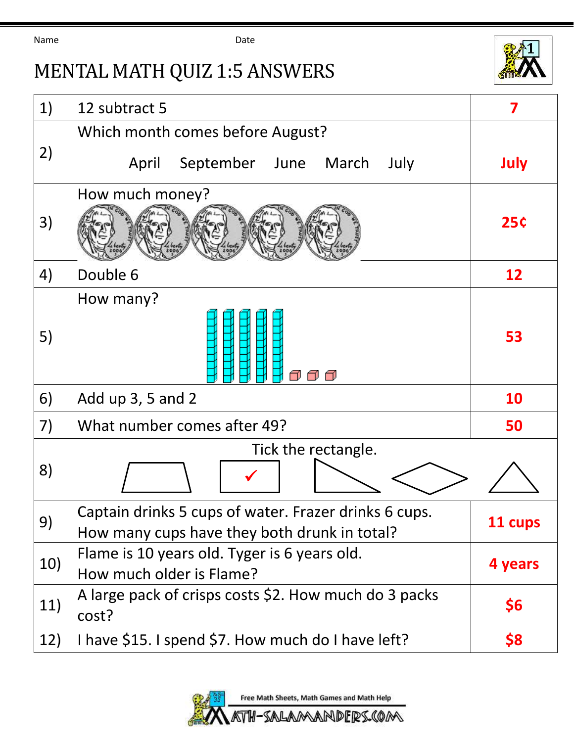Name Date

# MENTAL MATH QUIZ 1:5 ANSWERS

| | | |
|---|---|---|
| 1) | 12 subtract 5 | **7** |
| 2) | Which month comes before August? April September June March July | **July** |
| 3) | How much money? | **25¢** |
| 4) | Double 6 | **12** |
| 5) | How many? | **53** |
| 6) | Add up 3, 5 and 2 | **10** |
| 7) | What number comes after 49? | **50** |
| 8) | Tick the rectangle. ✓ | |
| 9) | Captain drinks 5 cups of water. Frazer drinks 6 cups. How many cups have they both drunk in total? | **11 cups** |
| 10) | Flame is 10 years old. Tyger is 6 years old. How much older is Flame? | **4 years** |
| 11) | A large pack of crisps costs $2. How much do 3 packs cost? | **$6** |
| 12) | I have $15. I spend $7. How much do I have left? | **$8** |

Free Math Sheets, Math Games and Math Help

MATH-SALAMANDERS.COM